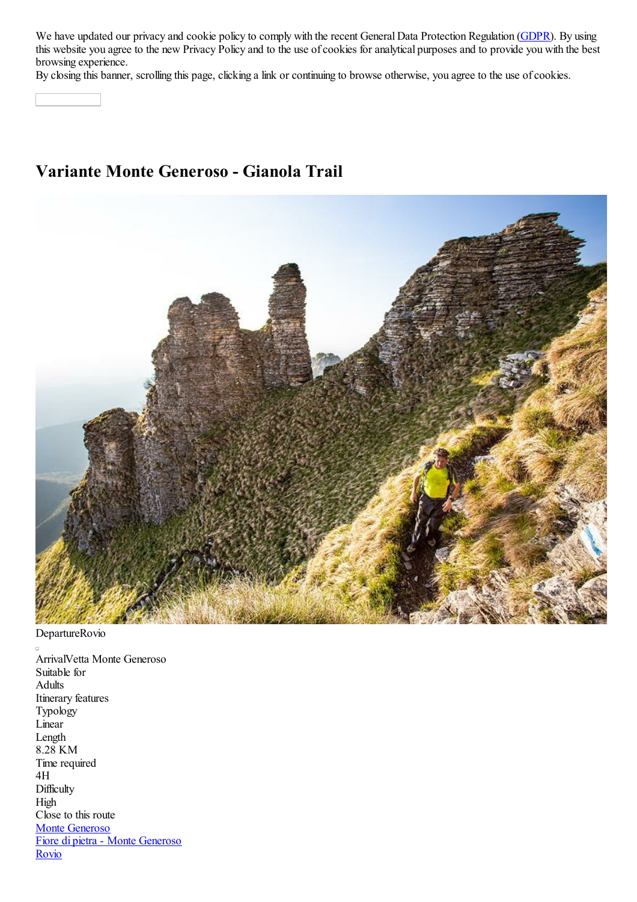We have updated our privacy and cookie policy to comply with the recent General Data Protection Regulation (GDPR). By using this website you agree to the new Privacy Policy and to the use of cookies for analytical purposes and to provide you with the best browsing experience.
By closing this banner, scrolling this page, clicking a link or continuing to browse otherwise, you agree to the use of cookies.

# Variante Monte Generoso - Gianola Trail

DepartureRovio

ArrivalVetta Monte Generoso
Suitable for
Adults
Itinerary features
Typology
Linear
Length
8.28 KM
Time required
4H
Difficulty
High
Close to this route
Monte Generoso
Fiore di pietra - Monte Generoso
Rovio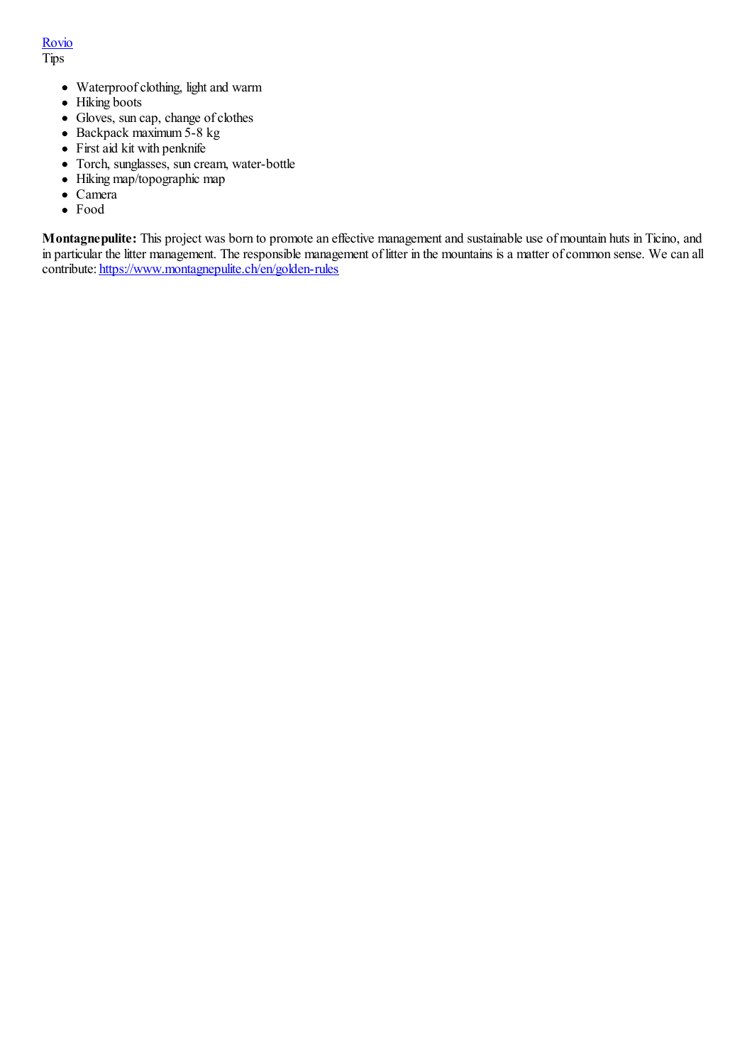[Rovio](Rovio)
Tips

- Waterproof clothing, light and warm
- Hiking boots
- Gloves, sun cap, change of clothes
- Backpack maximum 5-8 kg
- First aid kit with penknife
- Torch, sunglasses, sun cream, water-bottle
- Hiking map/topographic map
- Camera
- Food

**Montagnepulite:** This project was born to promote an effective management and sustainable use of mountain huts in Ticino, and in particular the litter management. The responsible management of litter in the mountains is a matter of common sense. We can all contribute: [https://www.montagnepulite.ch/en/golden-rules](https://www.montagnepulite.ch/en/golden-rules)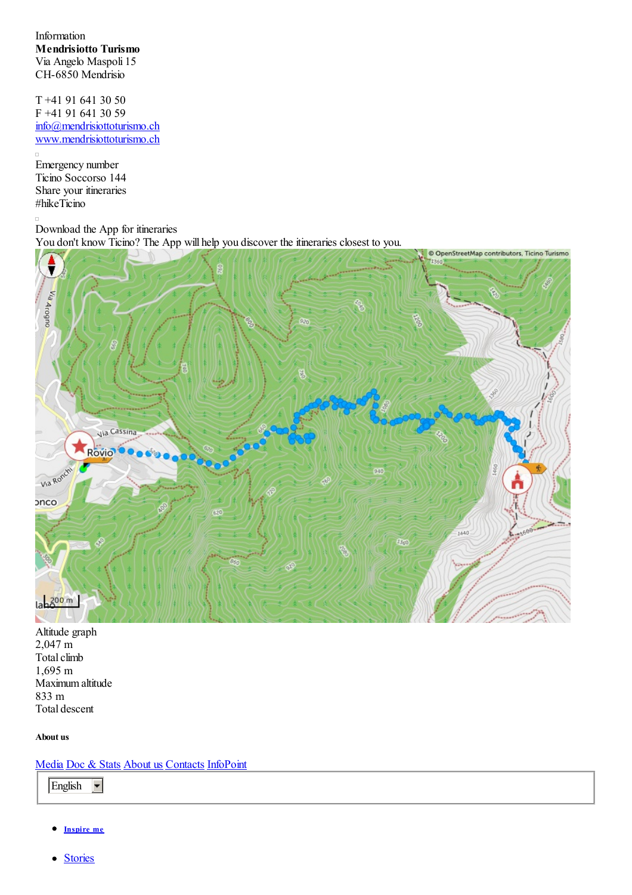Information
**Mendrisiotto Turismo**
Via Angelo Maspoli 15
CH-6850 Mendrisio

T +41 91 641 30 50
F +41 91 641 30 59
[info@mendrisiottoturismo.ch](mailto:info@mendrisiottoturismo.ch)
[www.mendrisiottoturismo.ch](http://www.mendrisiottoturismo.ch)

Emergency number
Ticino Soccorso 144
Share your itineraries
#hikeTicino

Download the App for itineraries
You don't know Ticino? The App will help you discover the itineraries closest to you.

Altitude graph
2,047 m
Total climb
1,695 m
Maximum altitude
833 m
Total descent

**About us**

[Media](#) [Doc & Stats](#) [About us](#) [Contacts](#) [InfoPoint](#)

English

- [**Inspire me**](#)
- [Stories](#)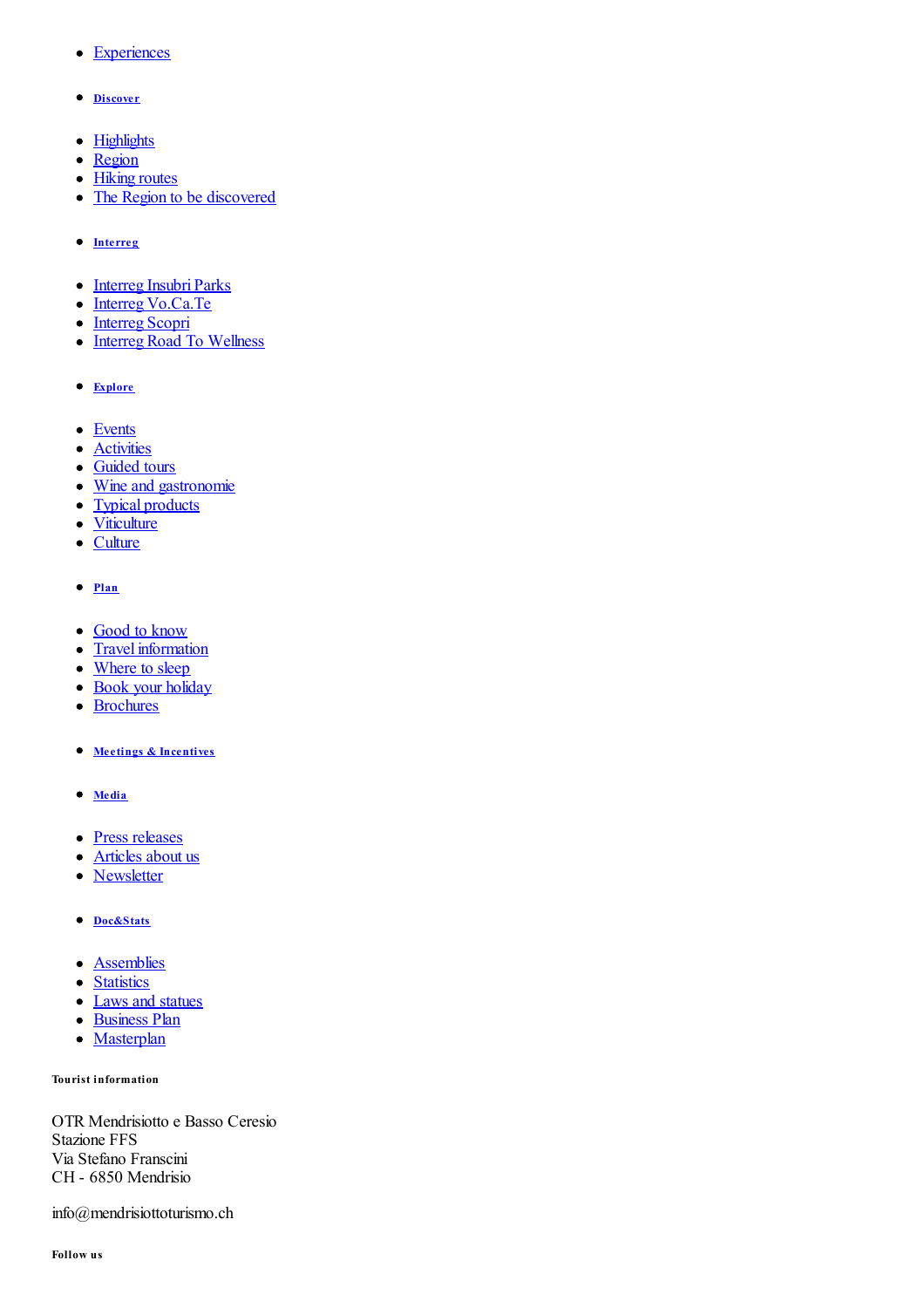- Experiences

- **Discover**

- Highlights
- Region
- Hiking routes
- The Region to be discovered

- **Interreg**

- Interreg Insubri Parks
- Interreg Vo.Ca.Te
- Interreg Scopri
- Interreg Road To Wellness

- **Explore**

- Events
- Activities
- Guided tours
- Wine and gastronomie
- Typical products
- Viticulture
- Culture

- **Plan**

- Good to know
- Travel information
- Where to sleep
- Book your holiday
- Brochures

- **Meetings & Incentives**

- **Media**

- Press releases
- Articles about us
- Newsletter

- **Doc&Stats**

- Assemblies
- Statistics
- Laws and statues
- Business Plan
- Masterplan

**Tourist information**

OTR Mendrisiotto e Basso Ceresio
Stazione FFS
Via Stefano Franscini
CH - 6850 Mendrisio

info@mendrisiottoturismo.ch

**Follow us**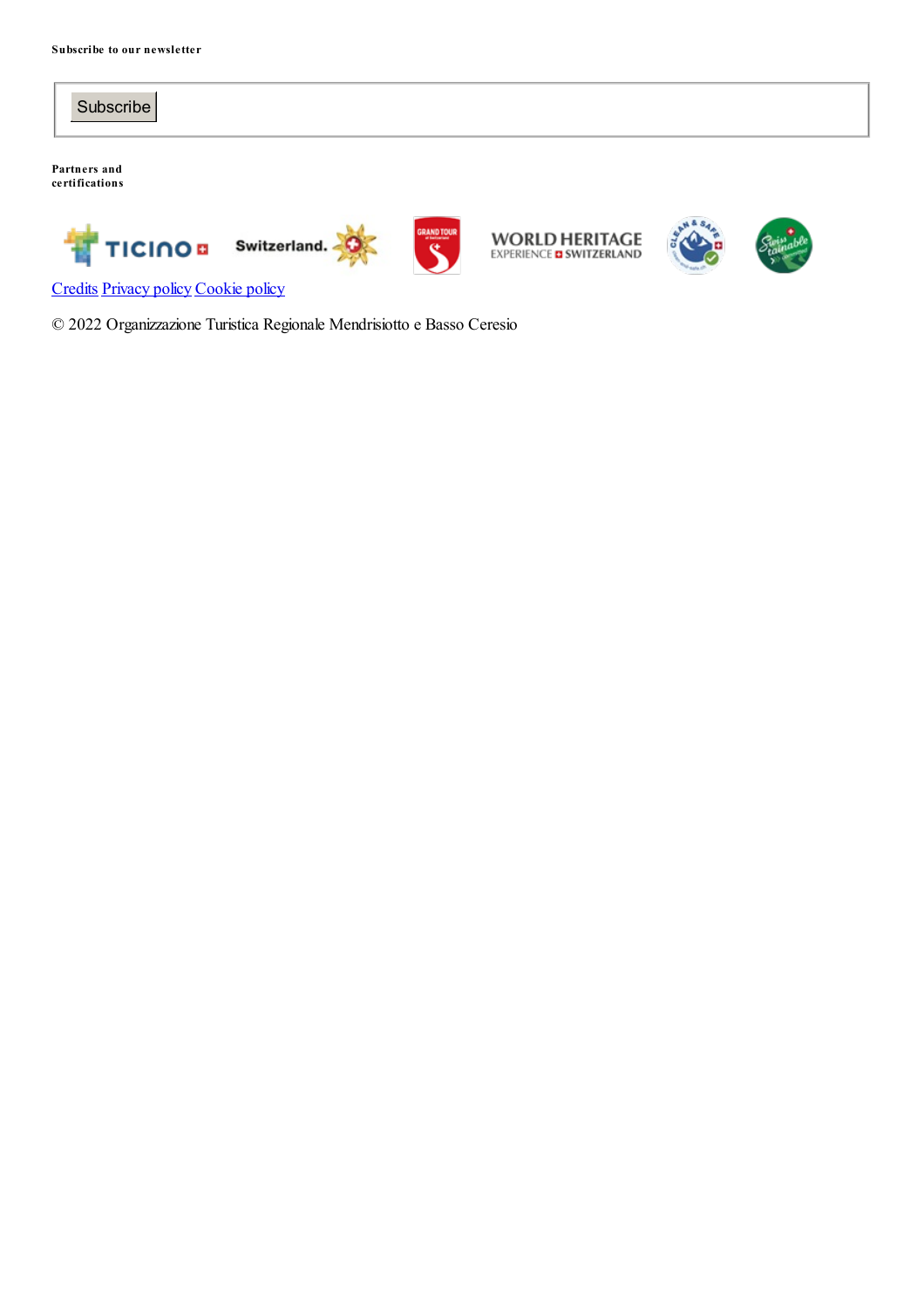**Subscribe to our newsletter**

Subscribe

**Partners and certifications**

Credits Privacy policy Cookie policy

© 2022 Organizzazione Turistica Regionale Mendrisiotto e Basso Ceresio